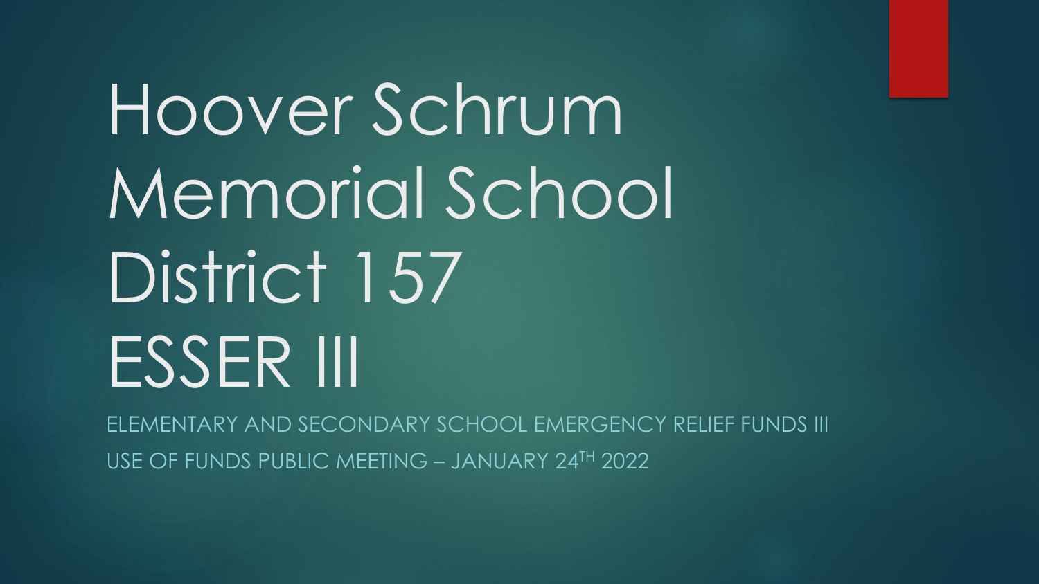# Hoover Schrum Memorial School District 157 ESSER III

ELEMENTARY AND SECONDARY SCHOOL EMERGENCY RELIEF FUNDS III

USE OF FUNDS PUBLIC MEETING – JANUARY 24TH 2022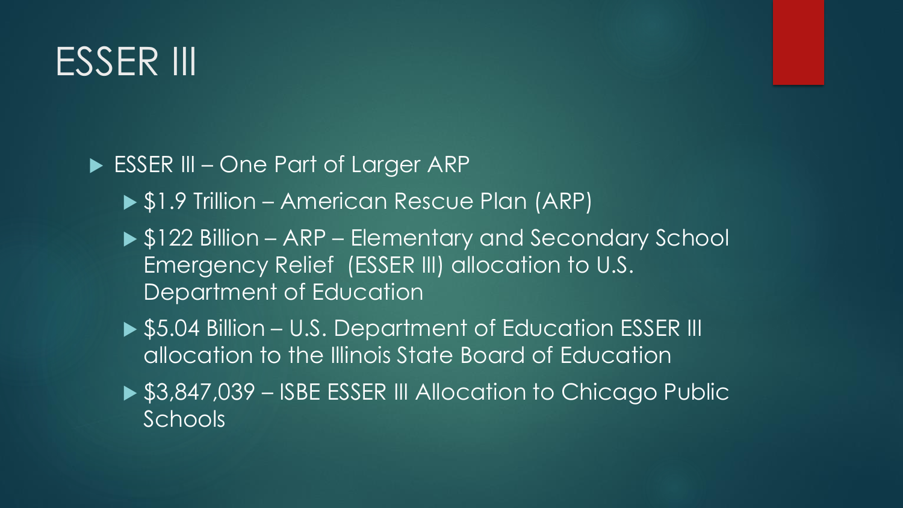# ESSER III

- ESSER III – One Part of Larger ARP
  - $1.9 Trillion – American Rescue Plan (ARP)
  - $122 Billion – ARP – Elementary and Secondary School Emergency Relief (ESSER III) allocation to U.S. Department of Education
  - $5.04 Billion – U.S. Department of Education ESSER III allocation to the Illinois State Board of Education
  - $3,847,039 – ISBE ESSER III Allocation to Chicago Public Schools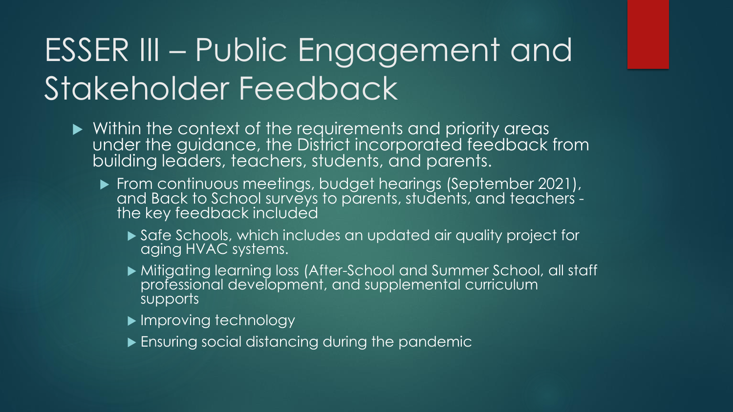# ESSER III – Public Engagement and Stakeholder Feedback

- Within the context of the requirements and priority areas under the guidance, the District incorporated feedback from building leaders, teachers, students, and parents.
  - From continuous meetings, budget hearings (September 2021), and Back to School surveys to parents, students, and teachers - the key feedback included
    - Safe Schools, which includes an updated air quality project for aging HVAC systems.
    - Mitigating learning loss (After-School and Summer School, all staff professional development, and supplemental curriculum supports
    - Improving technology
    - Ensuring social distancing during the pandemic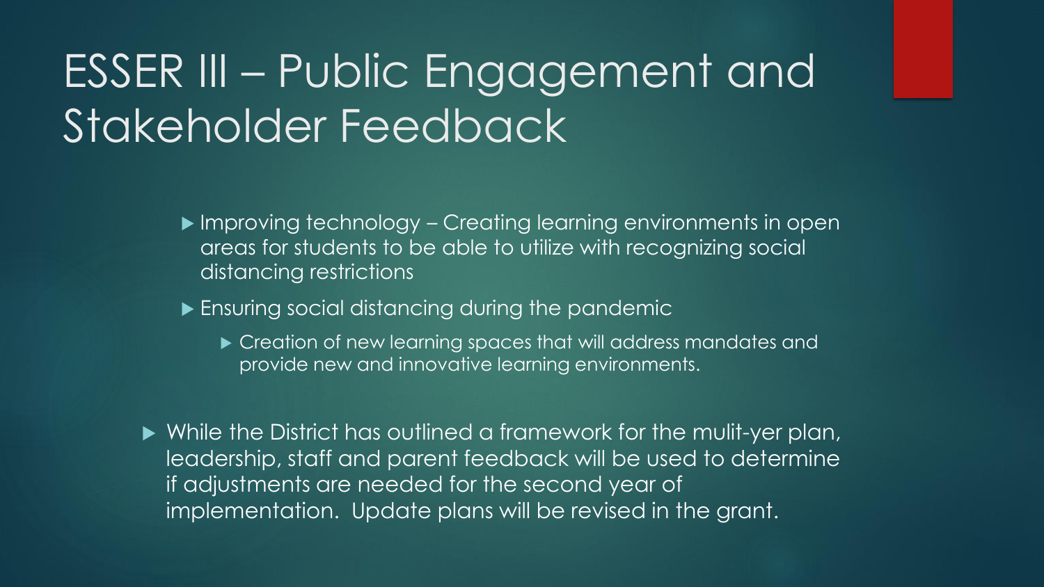# ESSER III – Public Engagement and Stakeholder Feedback

- Improving technology – Creating learning environments in open areas for students to be able to utilize with recognizing social distancing restrictions
- Ensuring social distancing during the pandemic
  - Creation of new learning spaces that will address mandates and provide new and innovative learning environments.

- While the District has outlined a framework for the mulit-yer plan, leadership, staff and parent feedback will be used to determine if adjustments are needed for the second year of implementation. Update plans will be revised in the grant.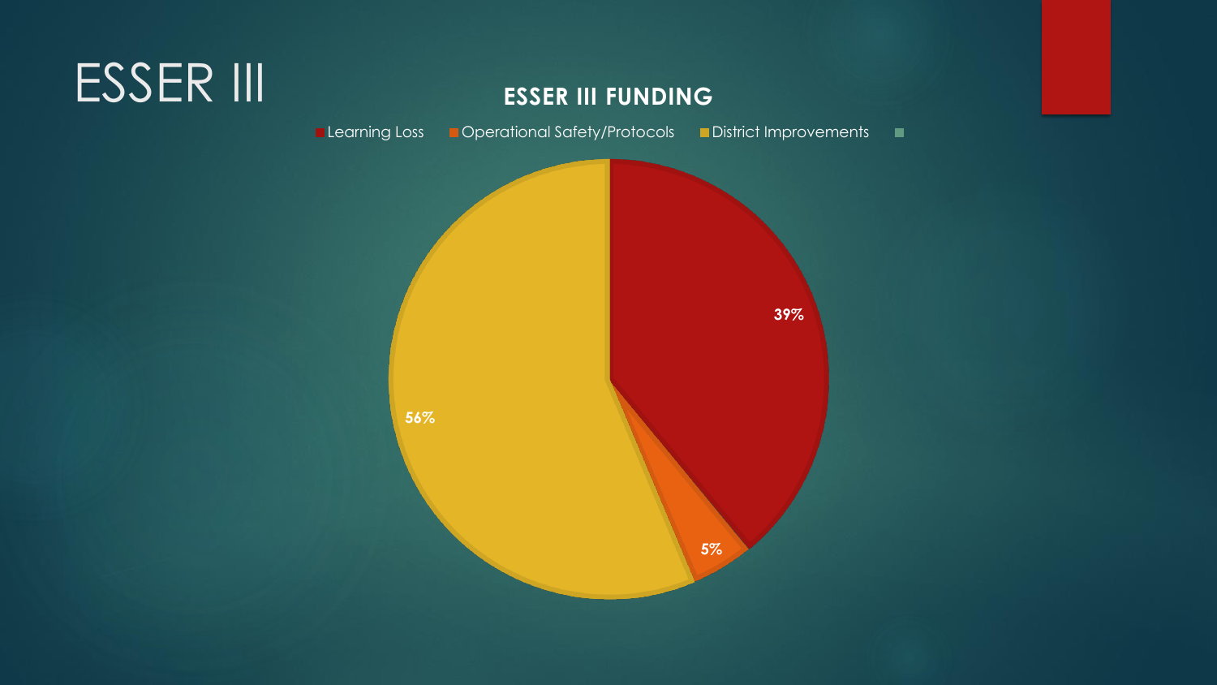# ESSER III

**ESSER III FUNDING**

| Category | Percentage |
| --- | --- |
| Learning Loss | 39% |
| Operational Safety/Protocols | 5% |
| District Improvements | 56% |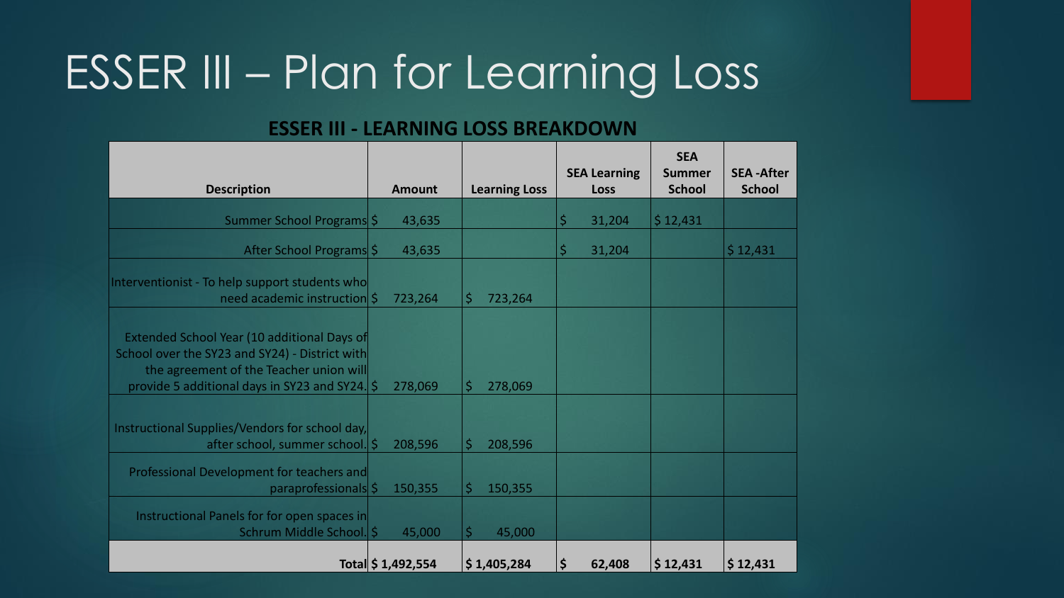# ESSER III – Plan for Learning Loss

**ESSER III - LEARNING LOSS BREAKDOWN**

| Description | Amount | Learning Loss | SEA Learning Loss | SEA Summer School | SEA -After School |
|---|---|---|---|---|---|
| Summer School Programs | $ 43,635 | | $ 31,204 | $ 12,431 | |
| After School Programs | $ 43,635 | | $ 31,204 | | $ 12,431 |
| Interventionist - To help support students who need academic instruction | $ 723,264 | $ 723,264 | | | |
| Extended School Year (10 additional Days of School over the SY23 and SY24) - District with the agreement of the Teacher union will provide 5 additional days in SY23 and SY24. | $ 278,069 | $ 278,069 | | | |
| Instructional Supplies/Vendors for school day, after school, summer school. | $ 208,596 | $ 208,596 | | | |
| Professional Development for teachers and paraprofessionals | $ 150,355 | $ 150,355 | | | |
| Instructional Panels for for open spaces in Schrum Middle School. | $ 45,000 | $ 45,000 | | | |
| **Total** | **$ 1,492,554** | **$ 1,405,284** | **$ 62,408** | **$ 12,431** | **$ 12,431** |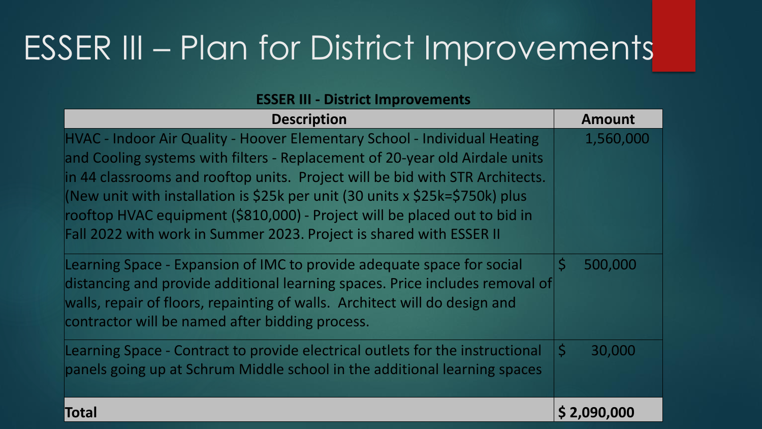# ESSER III – Plan for District Improvements

**ESSER III - District Improvements**

| Description | Amount |
|---|---|
| HVAC - Indoor Air Quality - Hoover Elementary School - Individual Heating and Cooling systems with filters - Replacement of 20-year old Airdale units in 44 classrooms and rooftop units. Project will be bid with STR Architects. (New unit with installation is $25k per unit (30 units x $25k=$750k) plus rooftop HVAC equipment ($810,000) - Project will be placed out to bid in Fall 2022 with work in Summer 2023. Project is shared with ESSER II | 1,560,000 |
| Learning Space - Expansion of IMC to provide adequate space for social distancing and provide additional learning spaces. Price includes removal of walls, repair of floors, repainting of walls. Architect will do design and contractor will be named after bidding process. | $ 500,000 |
| Learning Space - Contract to provide electrical outlets for the instructional panels going up at Schrum Middle school in the additional learning spaces | $ 30,000 |
| **Total** | **$ 2,090,000** |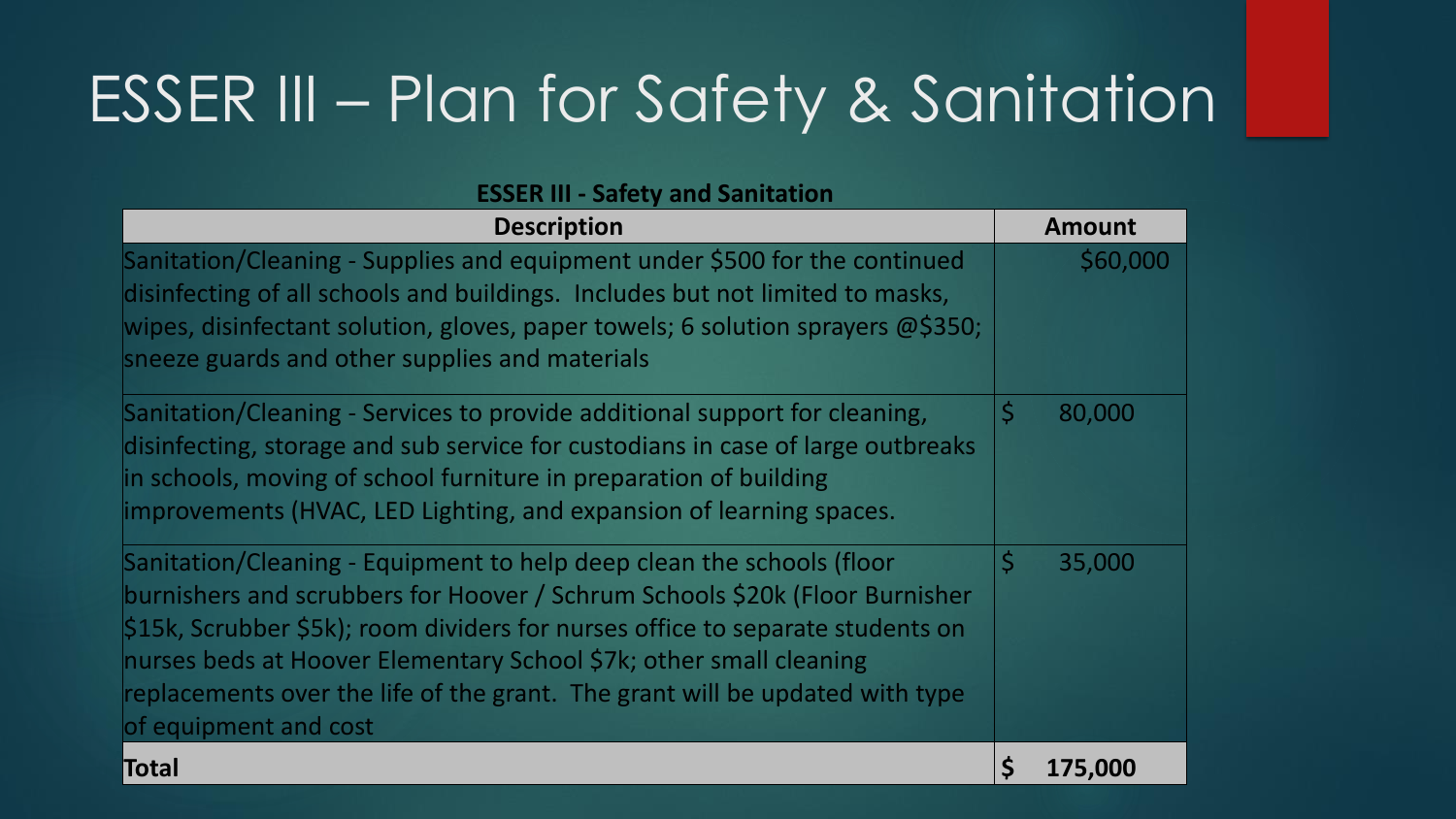# ESSER III – Plan for Safety & Sanitation

**ESSER III - Safety and Sanitation**

| Description | Amount |
|---|---|
| Sanitation/Cleaning - Supplies and equipment under $500 for the continued disinfecting of all schools and buildings. Includes but not limited to masks, wipes, disinfectant solution, gloves, paper towels; 6 solution sprayers @$350; sneeze guards and other supplies and materials | $60,000 |
| Sanitation/Cleaning - Services to provide additional support for cleaning, disinfecting, storage and sub service for custodians in case of large outbreaks in schools, moving of school furniture in preparation of building improvements (HVAC, LED Lighting, and expansion of learning spaces. | $ 80,000 |
| Sanitation/Cleaning - Equipment to help deep clean the schools (floor burnishers and scrubbers for Hoover / Schrum Schools $20k (Floor Burnisher $15k, Scrubber $5k); room dividers for nurses office to separate students on nurses beds at Hoover Elementary School $7k; other small cleaning replacements over the life of the grant. The grant will be updated with type of equipment and cost | $ 35,000 |
| **Total** | **$ 175,000** |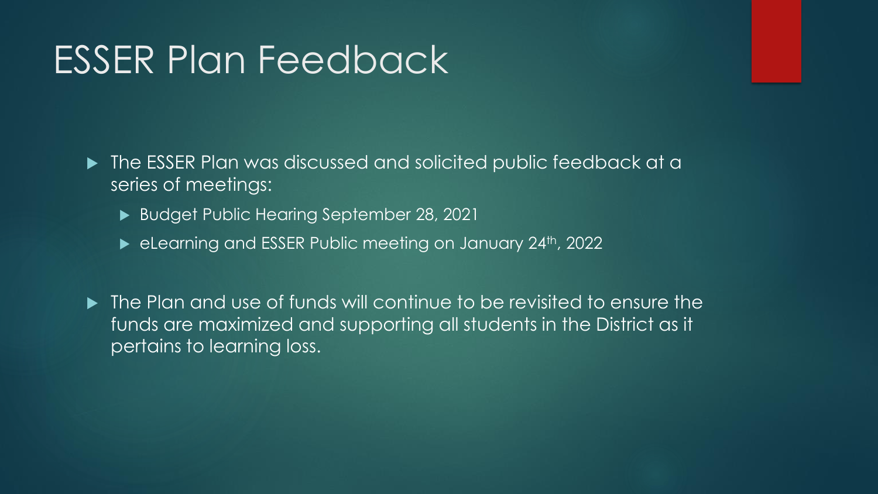# ESSER Plan Feedback

- The ESSER Plan was discussed and solicited public feedback at a series of meetings:
  - Budget Public Hearing September 28, 2021
  - eLearning and ESSER Public meeting on January 24th, 2022
- The Plan and use of funds will continue to be revisited to ensure the funds are maximized and supporting all students in the District as it pertains to learning loss.